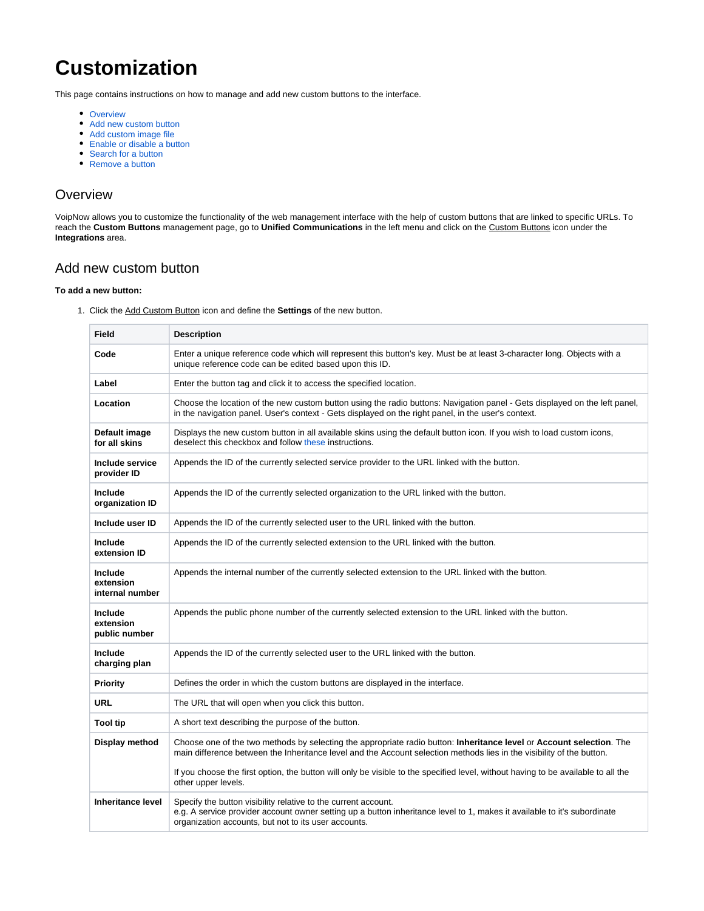# Customization

This page contains instructions on how to manage and add new custom buttons to the interface.

- Overview
- Add new custom button
- Add custom image file
- Enable or disable a button
- Search for a button
- Remove a button

## Overview

VoipNow allows you to customize the functionality of the web management interface with the help of custom buttons that are linked to specific URLs. To reach the **Custom Buttons** management page, go to **Unified Communications** in the left menu and click on the Custom Buttons icon under the **Integrations** area.

## Add new custom button

**To add a new button:**

1. Click the Add Custom Button icon and define the **Settings** of the new button.

| Field | Description |
|---|---|
| **Code** | Enter a unique reference code which will represent this button's key. Must be at least 3-character long. Objects with a unique reference code can be edited based upon this ID. |
| **Label** | Enter the button tag and click it to access the specified location. |
| **Location** | Choose the location of the new custom button using the radio buttons: Navigation panel - Gets displayed on the left panel, in the navigation panel. User's context - Gets displayed on the right panel, in the user's context. |
| **Default image for all skins** | Displays the new custom button in all available skins using the default button icon. If you wish to load custom icons, deselect this checkbox and follow these instructions. |
| **Include service provider ID** | Appends the ID of the currently selected service provider to the URL linked with the button. |
| **Include organization ID** | Appends the ID of the currently selected organization to the URL linked with the button. |
| **Include user ID** | Appends the ID of the currently selected user to the URL linked with the button. |
| **Include extension ID** | Appends the ID of the currently selected extension to the URL linked with the button. |
| **Include extension internal number** | Appends the internal number of the currently selected extension to the URL linked with the button. |
| **Include extension public number** | Appends the public phone number of the currently selected extension to the URL linked with the button. |
| **Include charging plan** | Appends the ID of the currently selected user to the URL linked with the button. |
| **Priority** | Defines the order in which the custom buttons are displayed in the interface. |
| **URL** | The URL that will open when you click this button. |
| **Tool tip** | A short text describing the purpose of the button. |
| **Display method** | Choose one of the two methods by selecting the appropriate radio button: **Inheritance level** or **Account selection**. The main difference between the Inheritance level and the Account selection methods lies in the visibility of the button.<br><br>If you choose the first option, the button will only be visible to the specified level, without having to be available to all the other upper levels. |
| **Inheritance level** | Specify the button visibility relative to the current account.<br>e.g. A service provider account owner setting up a button inheritance level to 1, makes it available to it's subordinate organization accounts, but not to its user accounts. |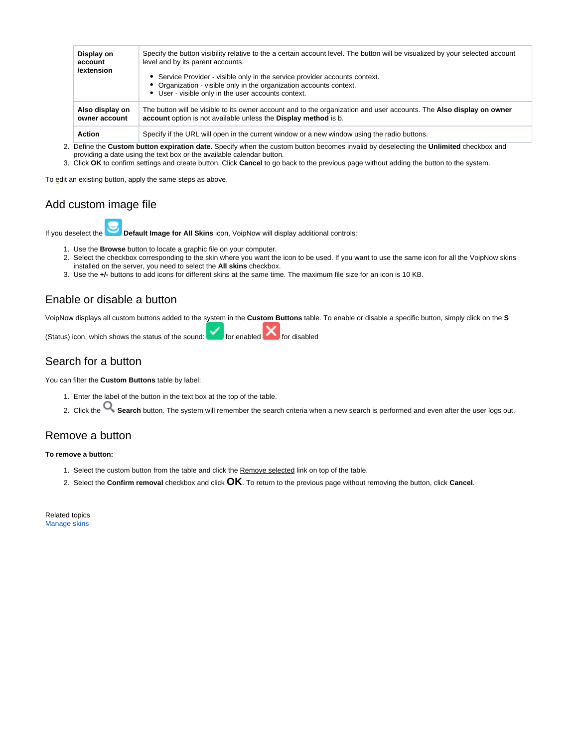| | |
|---|---|
| **Display on account /extension** | Specify the button visibility relative to the a certain account level. The button will be visualized by your selected account level and by its parent accounts.<br>• Service Provider - visible only in the service provider accounts context.<br>• Organization - visible only in the organization accounts context.<br>• User - visible only in the user accounts context. |
| **Also display on owner account** | The button will be visible to its owner account and to the organization and user accounts. The **Also display on owner account** option is not available unless the **Display method** is b. |
| **Action** | Specify if the URL will open in the current window or a new window using the radio buttons. |

2. Define the **Custom button expiration date.** Specify when the custom button becomes invalid by deselecting the **Unlimited** checkbox and providing a date using the text box or the available calendar button.
3. Click **OK** to confirm settings and create button. Click **Cancel** to go back to the previous page without adding the button to the system.

To edit an existing button, apply the same steps as above.

## Add custom image file

If you deselect the **Default Image for All Skins** icon, VoipNow will display additional controls:

1. Use the **Browse** button to locate a graphic file on your computer.
2. Select the checkbox corresponding to the skin where you want the icon to be used. If you want to use the same icon for all the VoipNow skins installed on the server, you need to select the **All skins** checkbox.
3. Use the **+/-** buttons to add icons for different skins at the same time. The maximum file size for an icon is 10 KB.

## Enable or disable a button

VoipNow displays all custom buttons added to the system in the **Custom Buttons** table. To enable or disable a specific button, simply click on the **S** (Status) icon, which shows the status of the sound: for enabled for disabled

## Search for a button

You can filter the **Custom Buttons** table by label:

1. Enter the label of the button in the text box at the top of the table.
2. Click the **Search** button. The system will remember the search criteria when a new search is performed and even after the user logs out.

## Remove a button

**To remove a button:**

1. Select the custom button from the table and click the Remove selected link on top of the table.
2. Select the **Confirm removal** checkbox and click **OK**. To return to the previous page without removing the button, click **Cancel**.

Related topics
Manage skins